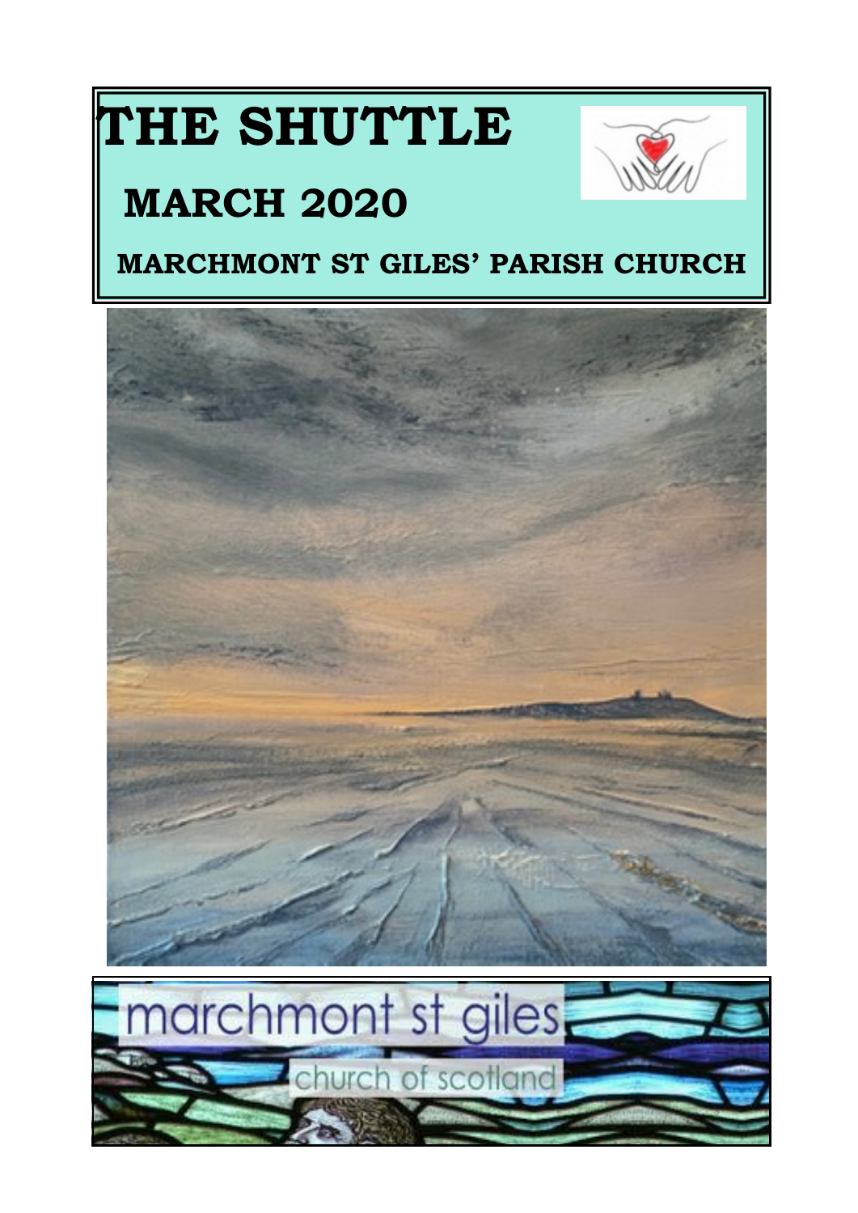# THE SHUTTLE

## MARCH 2020

## MARCHMONT ST GILES' PARISH CHURCH

marchmont st giles

church of scotland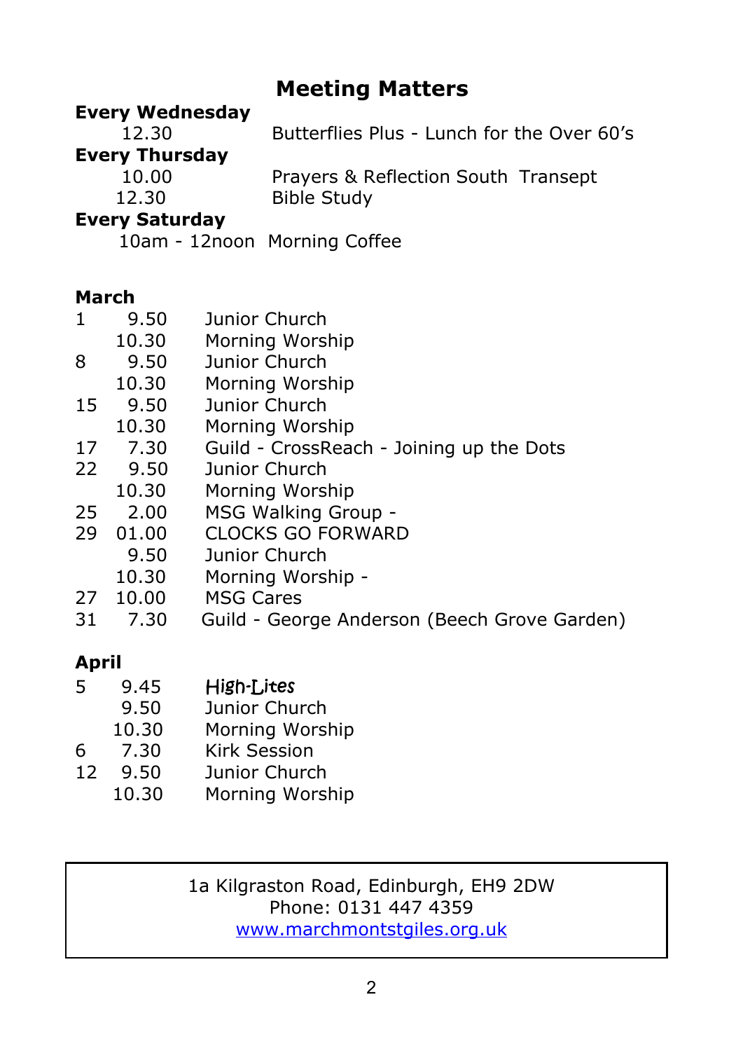## Meeting Matters

**Every Wednesday**

| | |
|---|---|
| 12.30 | Butterflies Plus - Lunch for the Over 60's |

**Every Thursday**

| | |
|---|---|
| 10.00 | Prayers & Reflection South Transept |
| 12.30 | Bible Study |

**Every Saturday**

| | |
|---|---|
| 10am - 12noon | Morning Coffee |

**March**

| | | |
|---|---|---|
| 1 | 9.50 | Junior Church |
| | 10.30 | Morning Worship |
| 8 | 9.50 | Junior Church |
| | 10.30 | Morning Worship |
| 15 | 9.50 | Junior Church |
| | 10.30 | Morning Worship |
| 17 | 7.30 | Guild - CrossReach - Joining up the Dots |
| 22 | 9.50 | Junior Church |
| | 10.30 | Morning Worship |
| 25 | 2.00 | MSG Walking Group - |
| 29 | 01.00 | CLOCKS GO FORWARD |
| | 9.50 | Junior Church |
| | 10.30 | Morning Worship - |
| 27 | 10.00 | MSG Cares |
| 31 | 7.30 | Guild - George Anderson (Beech Grove Garden) |

**April**

| | | |
|---|---|---|
| 5 | 9.45 | High-Lites |
| | 9.50 | Junior Church |
| | 10.30 | Morning Worship |
| 6 | 7.30 | Kirk Session |
| 12 | 9.50 | Junior Church |
| | 10.30 | Morning Worship |

1a Kilgraston Road, Edinburgh, EH9 2DW
Phone: 0131 447 4359
www.marchmontstgiles.org.uk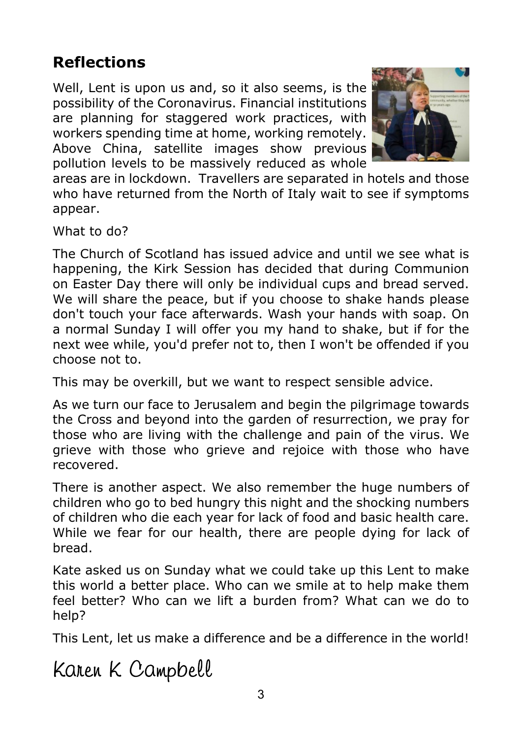## Reflections

Well, Lent is upon us and, so it also seems, is the possibility of the Coronavirus. Financial institutions are planning for staggered work practices, with workers spending time at home, working remotely. Above China, satellite images show previous pollution levels to be massively reduced as whole areas are in lockdown. Travellers are separated in hotels and those who have returned from the North of Italy wait to see if symptoms appear.

What to do?

The Church of Scotland has issued advice and until we see what is happening, the Kirk Session has decided that during Communion on Easter Day there will only be individual cups and bread served. We will share the peace, but if you choose to shake hands please don't touch your face afterwards. Wash your hands with soap. On a normal Sunday I will offer you my hand to shake, but if for the next wee while, you'd prefer not to, then I won't be offended if you choose not to.

This may be overkill, but we want to respect sensible advice.

As we turn our face to Jerusalem and begin the pilgrimage towards the Cross and beyond into the garden of resurrection, we pray for those who are living with the challenge and pain of the virus. We grieve with those who grieve and rejoice with those who have recovered.

There is another aspect. We also remember the huge numbers of children who go to bed hungry this night and the shocking numbers of children who die each year for lack of food and basic health care. While we fear for our health, there are people dying for lack of bread.

Kate asked us on Sunday what we could take up this Lent to make this world a better place. Who can we smile at to help make them feel better? Who can we lift a burden from? What can we do to help?

This Lent, let us make a difference and be a difference in the world!

Karen K Campbell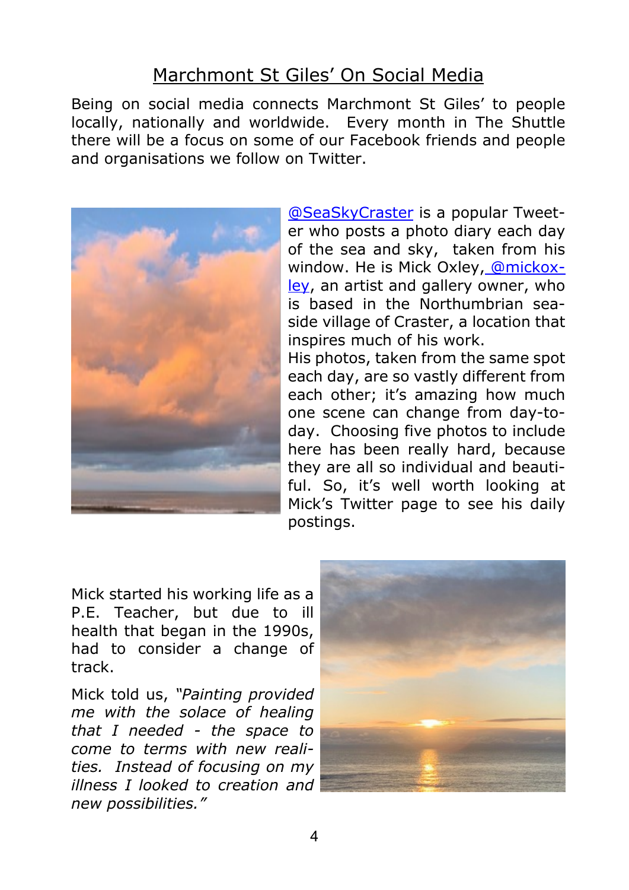## Marchmont St Giles' On Social Media

Being on social media connects Marchmont St Giles' to people locally, nationally and worldwide. Every month in The Shuttle there will be a focus on some of our Facebook friends and people and organisations we follow on Twitter.

@SeaSkyCraster is a popular Tweeter who posts a photo diary each day of the sea and sky, taken from his window. He is Mick Oxley, @mickoxley, an artist and gallery owner, who is based in the Northumbrian seaside village of Craster, a location that inspires much of his work.

His photos, taken from the same spot each day, are so vastly different from each other; it's amazing how much one scene can change from day-to-day. Choosing five photos to include here has been really hard, because they are all so individual and beautiful. So, it's well worth looking at Mick's Twitter page to see his daily postings.

Mick started his working life as a P.E. Teacher, but due to ill health that began in the 1990s, had to consider a change of track.

Mick told us, *"Painting provided me with the solace of healing that I needed - the space to come to terms with new realities. Instead of focusing on my illness I looked to creation and new possibilities."*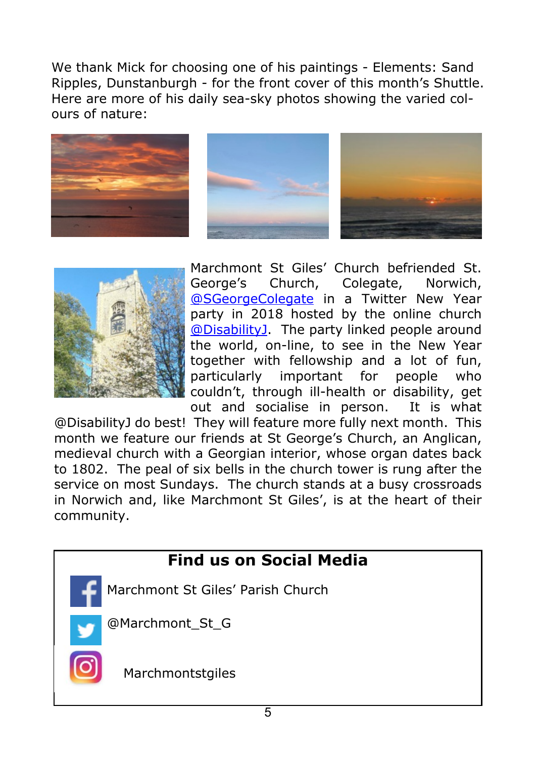We thank Mick for choosing one of his paintings - Elements: Sand Ripples, Dunstanburgh - for the front cover of this month's Shuttle. Here are more of his daily sea-sky photos showing the varied colours of nature:

Marchmont St Giles' Church befriended St. George's Church, Colegate, Norwich, @SGeorgeColegate in a Twitter New Year party in 2018 hosted by the online church @DisabilityJ. The party linked people around the world, on-line, to see in the New Year together with fellowship and a lot of fun, particularly important for people who couldn't, through ill-health or disability, get out and socialise in person. It is what @DisabilityJ do best! They will feature more fully next month. This month we feature our friends at St George's Church, an Anglican, medieval church with a Georgian interior, whose organ dates back to 1802. The peal of six bells in the church tower is rung after the service on most Sundays. The church stands at a busy crossroads in Norwich and, like Marchmont St Giles', is at the heart of their community.

## Find us on Social Media

Marchmont St Giles' Parish Church

@Marchmont_St_G

Marchmontstgiles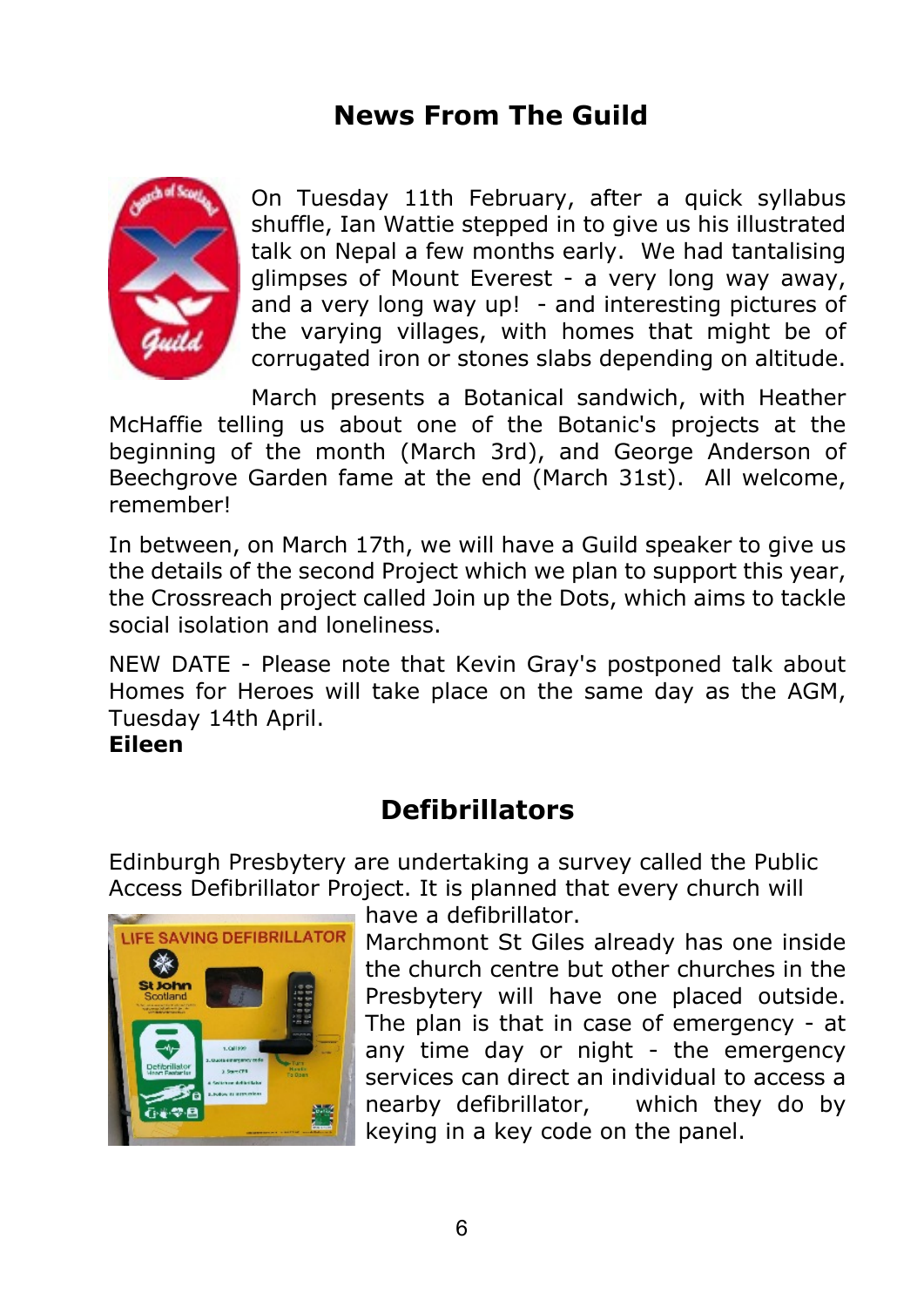## News From The Guild

On Tuesday 11th February, after a quick syllabus shuffle, Ian Wattie stepped in to give us his illustrated talk on Nepal a few months early. We had tantalising glimpses of Mount Everest - a very long way away, and a very long way up! - and interesting pictures of the varying villages, with homes that might be of corrugated iron or stones slabs depending on altitude.

March presents a Botanical sandwich, with Heather McHaffie telling us about one of the Botanic's projects at the beginning of the month (March 3rd), and George Anderson of Beechgrove Garden fame at the end (March 31st). All welcome, remember!

In between, on March 17th, we will have a Guild speaker to give us the details of the second Project which we plan to support this year, the Crossreach project called Join up the Dots, which aims to tackle social isolation and loneliness.

NEW DATE - Please note that Kevin Gray's postponed talk about Homes for Heroes will take place on the same day as the AGM, Tuesday 14th April.

**Eileen**

## Defibrillators

Edinburgh Presbytery are undertaking a survey called the Public Access Defibrillator Project. It is planned that every church will have a defibrillator.

Marchmont St Giles already has one inside the church centre but other churches in the Presbytery will have one placed outside. The plan is that in case of emergency - at any time day or night - the emergency services can direct an individual to access a nearby defibrillator, which they do by keying in a key code on the panel.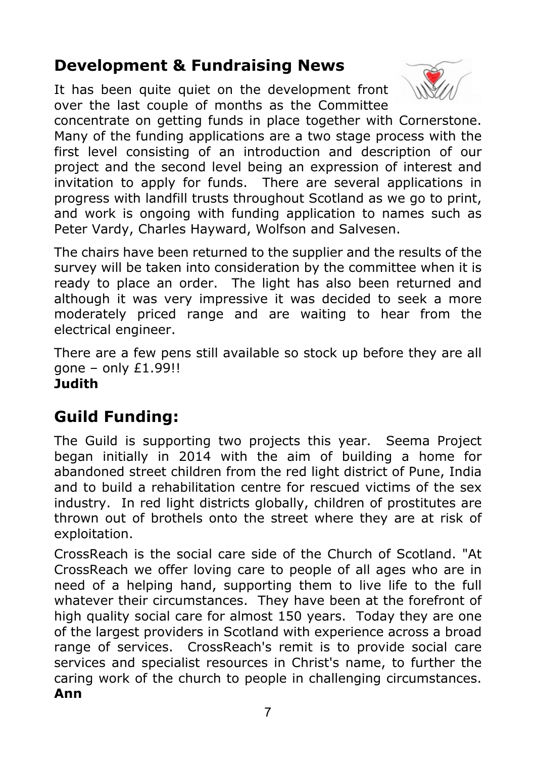## Development & Fundraising News

It has been quite quiet on the development front over the last couple of months as the Committee concentrate on getting funds in place together with Cornerstone. Many of the funding applications are a two stage process with the first level consisting of an introduction and description of our project and the second level being an expression of interest and invitation to apply for funds. There are several applications in progress with landfill trusts throughout Scotland as we go to print, and work is ongoing with funding application to names such as Peter Vardy, Charles Hayward, Wolfson and Salvesen.

The chairs have been returned to the supplier and the results of the survey will be taken into consideration by the committee when it is ready to place an order. The light has also been returned and although it was very impressive it was decided to seek a more moderately priced range and are waiting to hear from the electrical engineer.

There are a few pens still available so stock up before they are all gone – only £1.99!!

**Judith**

## Guild Funding:

The Guild is supporting two projects this year. Seema Project began initially in 2014 with the aim of building a home for abandoned street children from the red light district of Pune, India and to build a rehabilitation centre for rescued victims of the sex industry. In red light districts globally, children of prostitutes are thrown out of brothels onto the street where they are at risk of exploitation.

CrossReach is the social care side of the Church of Scotland. "At CrossReach we offer loving care to people of all ages who are in need of a helping hand, supporting them to live life to the full whatever their circumstances. They have been at the forefront of high quality social care for almost 150 years. Today they are one of the largest providers in Scotland with experience across a broad range of services. CrossReach's remit is to provide social care services and specialist resources in Christ's name, to further the caring work of the church to people in challenging circumstances.

**Ann**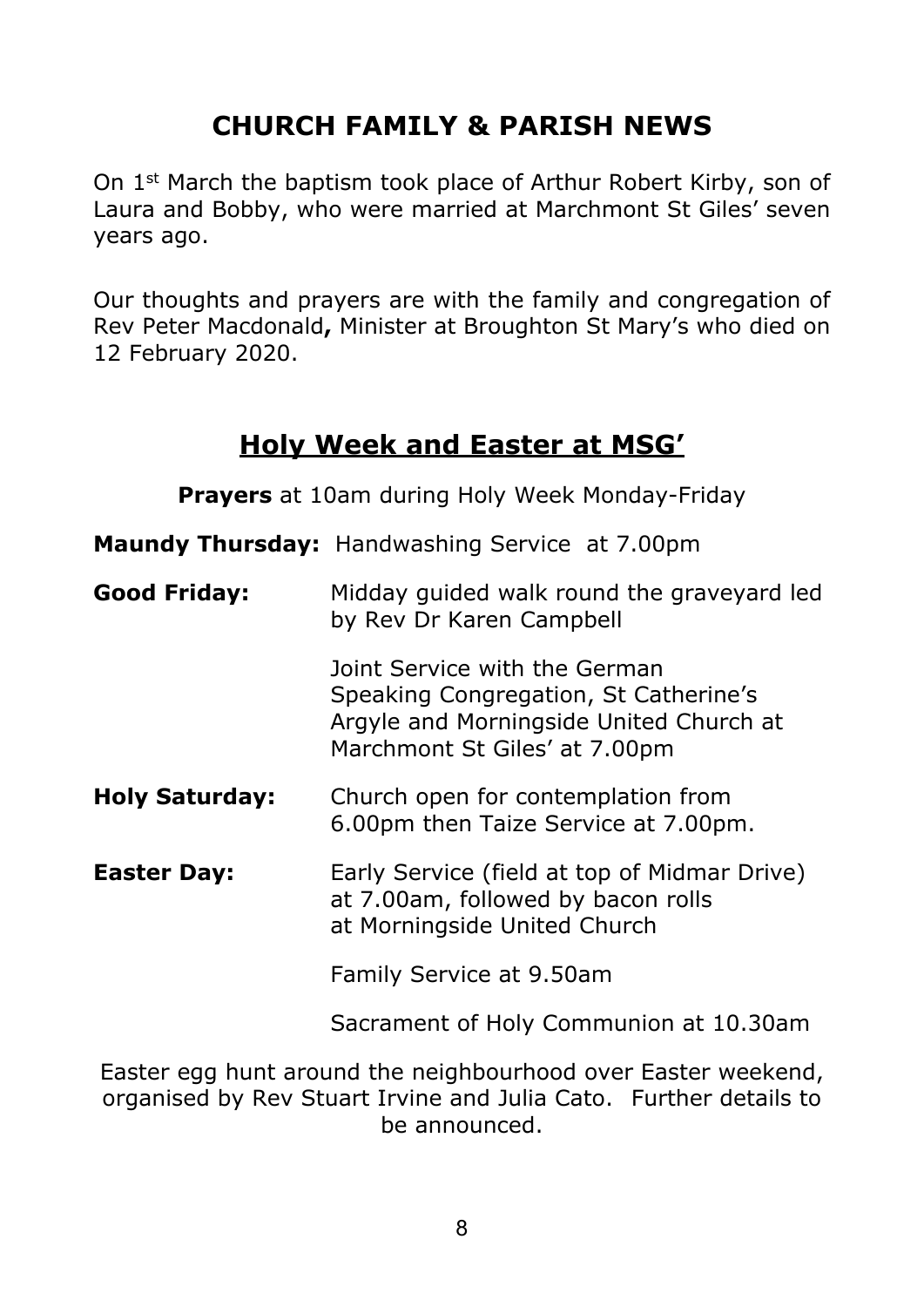# CHURCH FAMILY & PARISH NEWS

On 1st March the baptism took place of Arthur Robert Kirby, son of Laura and Bobby, who were married at Marchmont St Giles' seven years ago.

Our thoughts and prayers are with the family and congregation of Rev Peter Macdonald**,** Minister at Broughton St Mary's who died on 12 February 2020.

## Holy Week and Easter at MSG'

**Prayers** at 10am during Holy Week Monday-Friday

**Maundy Thursday:** Handwashing Service at 7.00pm

**Good Friday:** Midday guided walk round the graveyard led by Rev Dr Karen Campbell

Joint Service with the German Speaking Congregation, St Catherine's Argyle and Morningside United Church at Marchmont St Giles' at 7.00pm

**Holy Saturday:** Church open for contemplation from 6.00pm then Taize Service at 7.00pm.

**Easter Day:** Early Service (field at top of Midmar Drive) at 7.00am, followed by bacon rolls at Morningside United Church

Family Service at 9.50am

Sacrament of Holy Communion at 10.30am

Easter egg hunt around the neighbourhood over Easter weekend, organised by Rev Stuart Irvine and Julia Cato. Further details to be announced.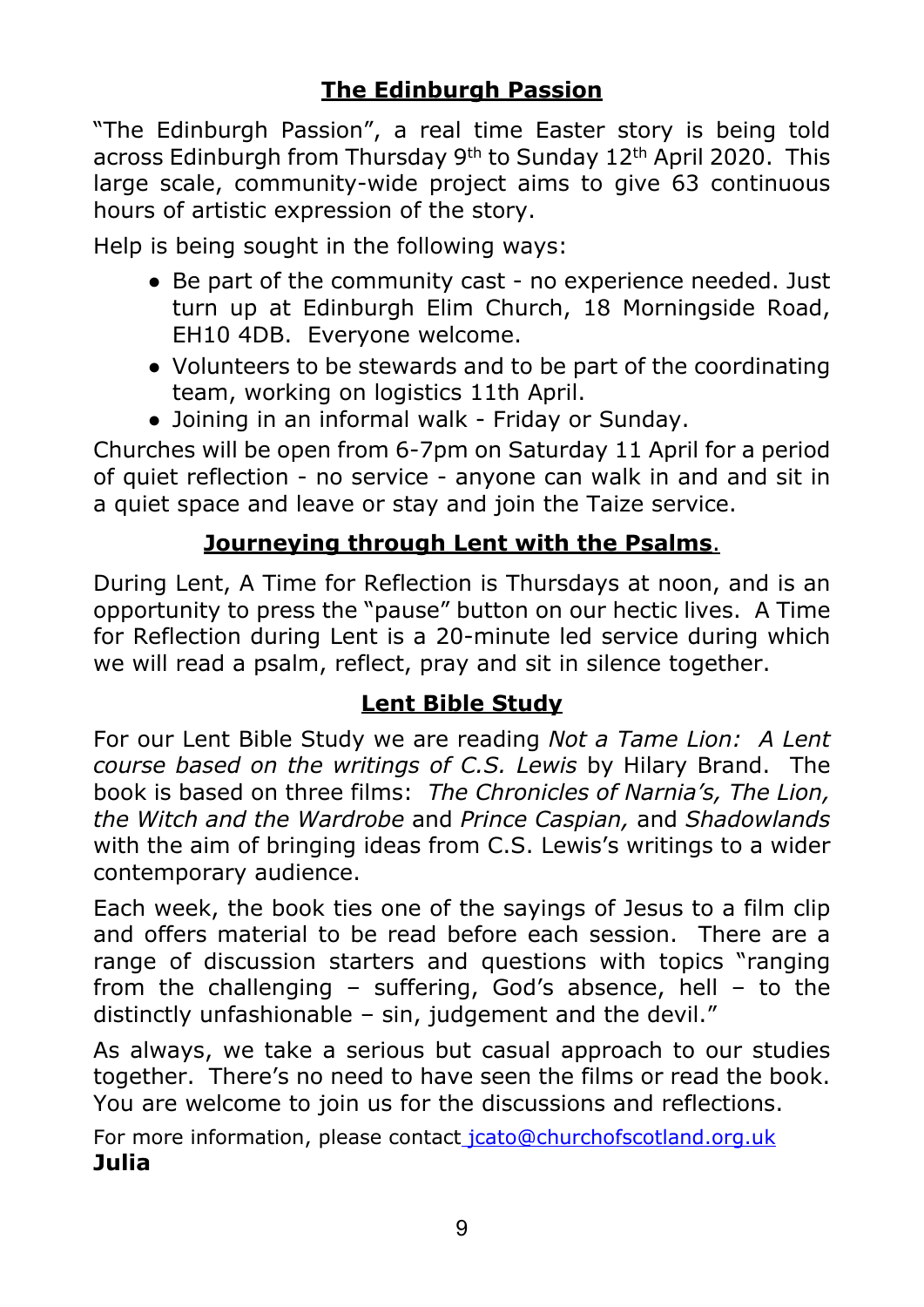## The Edinburgh Passion

"The Edinburgh Passion", a real time Easter story is being told across Edinburgh from Thursday 9th to Sunday 12th April 2020. This large scale, community-wide project aims to give 63 continuous hours of artistic expression of the story.

Help is being sought in the following ways:

- Be part of the community cast - no experience needed. Just turn up at Edinburgh Elim Church, 18 Morningside Road, EH10 4DB. Everyone welcome.
- Volunteers to be stewards and to be part of the coordinating team, working on logistics 11th April.
- Joining in an informal walk - Friday or Sunday.

Churches will be open from 6-7pm on Saturday 11 April for a period of quiet reflection - no service - anyone can walk in and and sit in a quiet space and leave or stay and join the Taize service.

## Journeying through Lent with the Psalms.

During Lent, A Time for Reflection is Thursdays at noon, and is an opportunity to press the "pause" button on our hectic lives. A Time for Reflection during Lent is a 20-minute led service during which we will read a psalm, reflect, pray and sit in silence together.

## Lent Bible Study

For our Lent Bible Study we are reading *Not a Tame Lion: A Lent course based on the writings of C.S. Lewis* by Hilary Brand. The book is based on three films: *The Chronicles of Narnia's, The Lion, the Witch and the Wardrobe* and *Prince Caspian,* and *Shadowlands* with the aim of bringing ideas from C.S. Lewis's writings to a wider contemporary audience.

Each week, the book ties one of the sayings of Jesus to a film clip and offers material to be read before each session. There are a range of discussion starters and questions with topics "ranging from the challenging – suffering, God's absence, hell – to the distinctly unfashionable – sin, judgement and the devil."

As always, we take a serious but casual approach to our studies together. There's no need to have seen the films or read the book. You are welcome to join us for the discussions and reflections.

For more information, please contact jcato@churchofscotland.org.uk

**Julia**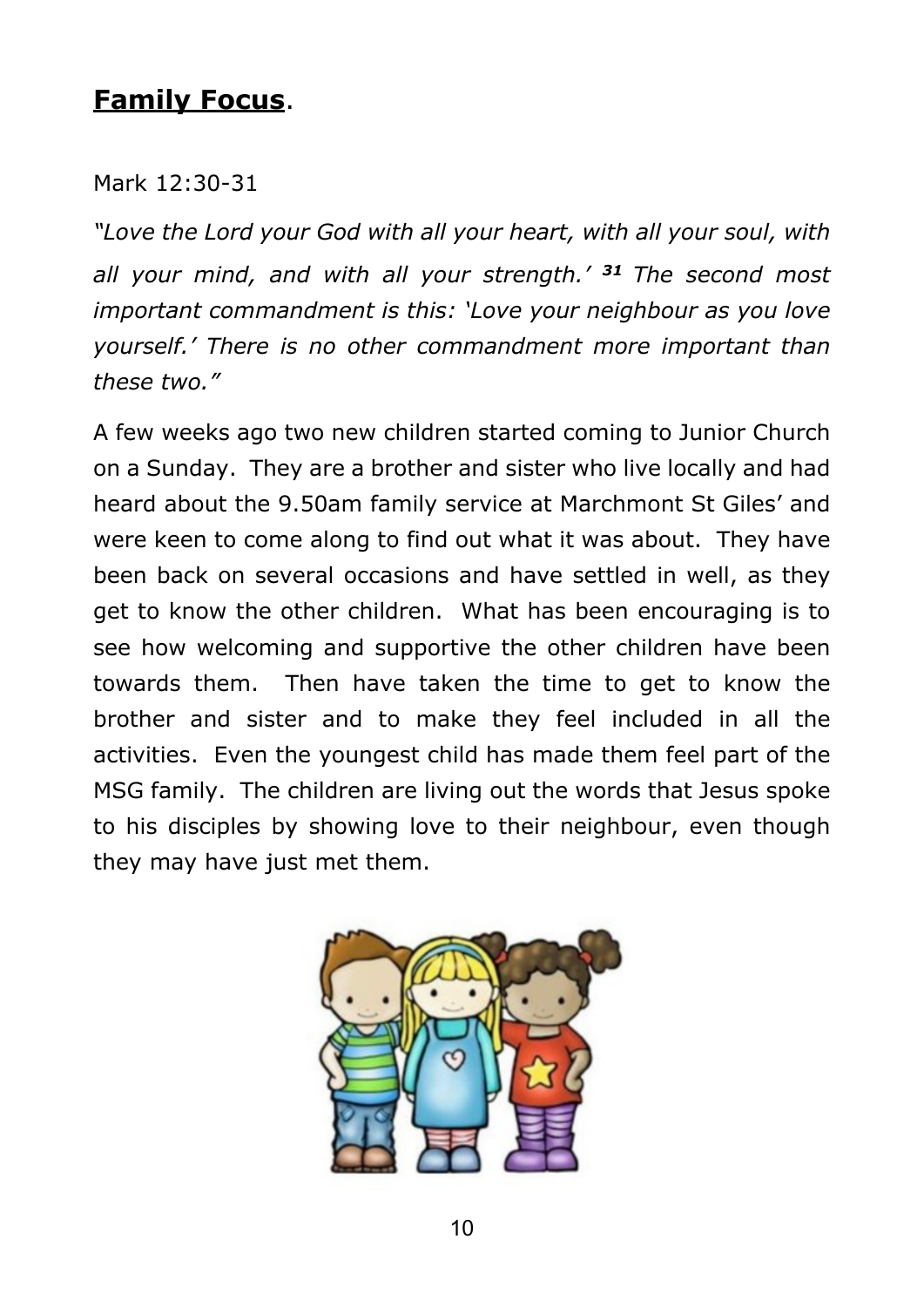## **Family Focus**.

Mark 12:30-31

*"Love the Lord your God with all your heart, with all your soul, with all your mind, and with all your strength.' **31** The second most important commandment is this: 'Love your neighbour as you love yourself.' There is no other commandment more important than these two."*

A few weeks ago two new children started coming to Junior Church on a Sunday. They are a brother and sister who live locally and had heard about the 9.50am family service at Marchmont St Giles' and were keen to come along to find out what it was about. They have been back on several occasions and have settled in well, as they get to know the other children. What has been encouraging is to see how welcoming and supportive the other children have been towards them. Then have taken the time to get to know the brother and sister and to make they feel included in all the activities. Even the youngest child has made them feel part of the MSG family. The children are living out the words that Jesus spoke to his disciples by showing love to their neighbour, even though they may have just met them.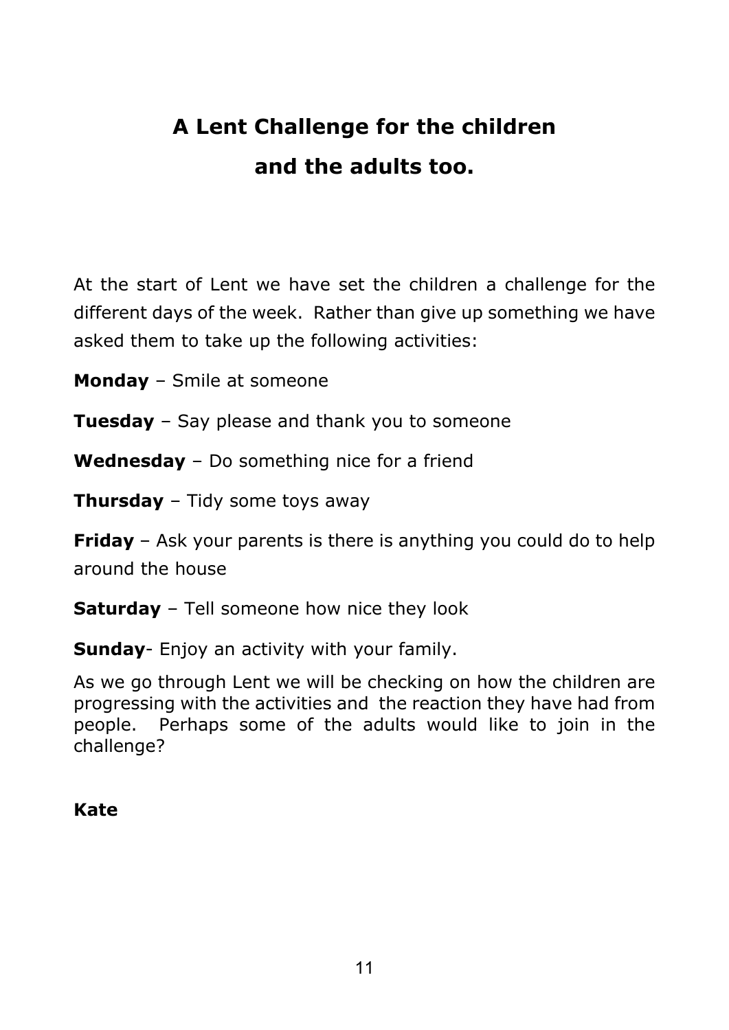# A Lent Challenge for the children and the adults too.

At the start of Lent we have set the children a challenge for the different days of the week. Rather than give up something we have asked them to take up the following activities:

**Monday** – Smile at someone

**Tuesday** – Say please and thank you to someone

**Wednesday** – Do something nice for a friend

**Thursday** – Tidy some toys away

**Friday** – Ask your parents is there is anything you could do to help around the house

**Saturday** – Tell someone how nice they look

**Sunday**- Enjoy an activity with your family.

As we go through Lent we will be checking on how the children are progressing with the activities and the reaction they have had from people. Perhaps some of the adults would like to join in the challenge?

**Kate**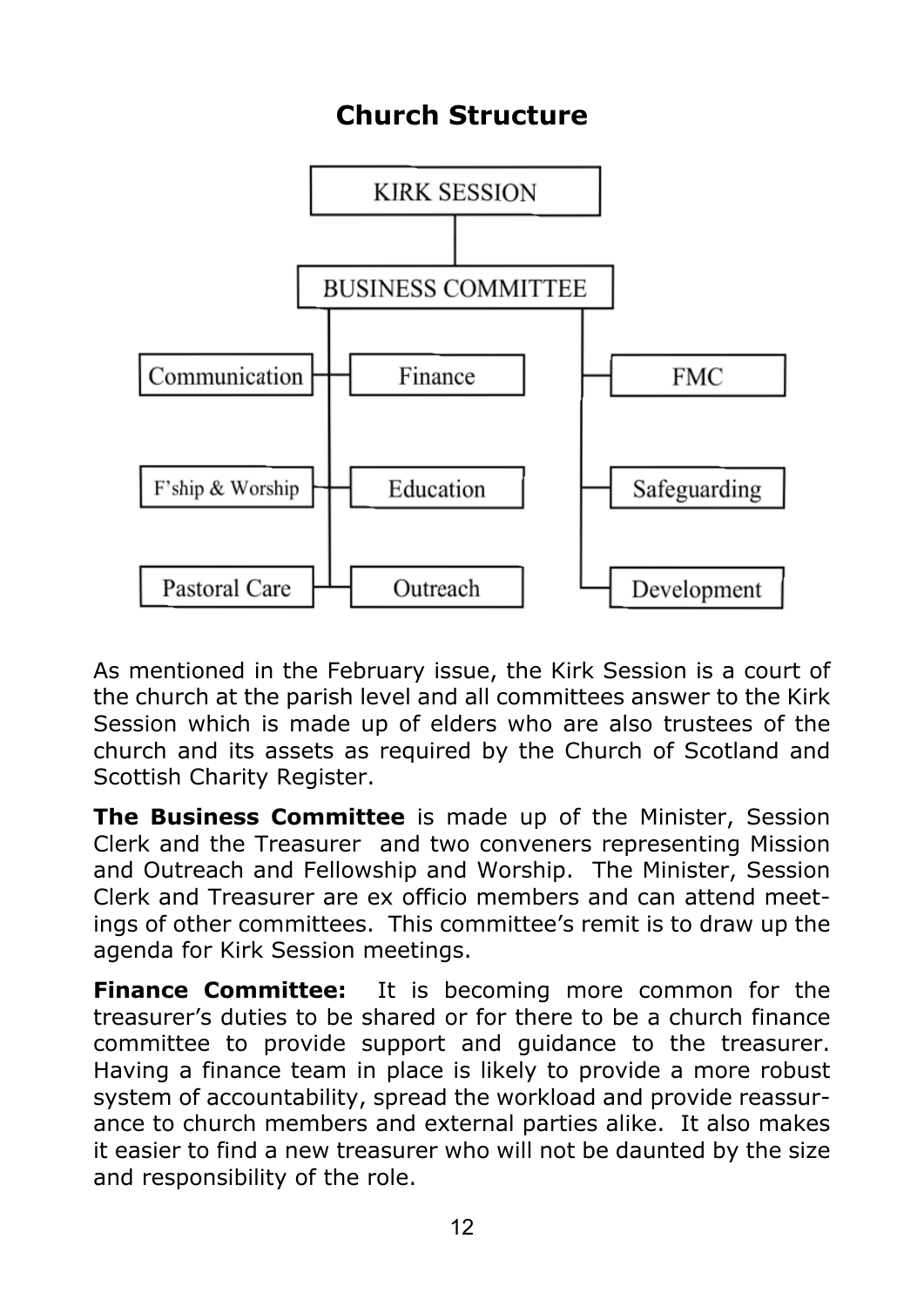# Church Structure

- KIRK SESSION
  - BUSINESS COMMITTEE
    - Communication
    - Finance
    - F'ship & Worship
    - Education
    - Pastoral Care
    - Outreach
    - FMC
    - Safeguarding
    - Development

As mentioned in the February issue, the Kirk Session is a court of the church at the parish level and all committees answer to the Kirk Session which is made up of elders who are also trustees of the church and its assets as required by the Church of Scotland and Scottish Charity Register.

**The Business Committee** is made up of the Minister, Session Clerk and the Treasurer and two conveners representing Mission and Outreach and Fellowship and Worship. The Minister, Session Clerk and Treasurer are ex officio members and can attend meetings of other committees. This committee's remit is to draw up the agenda for Kirk Session meetings.

**Finance Committee:** It is becoming more common for the treasurer's duties to be shared or for there to be a church finance committee to provide support and guidance to the treasurer. Having a finance team in place is likely to provide a more robust system of accountability, spread the workload and provide reassurance to church members and external parties alike. It also makes it easier to find a new treasurer who will not be daunted by the size and responsibility of the role.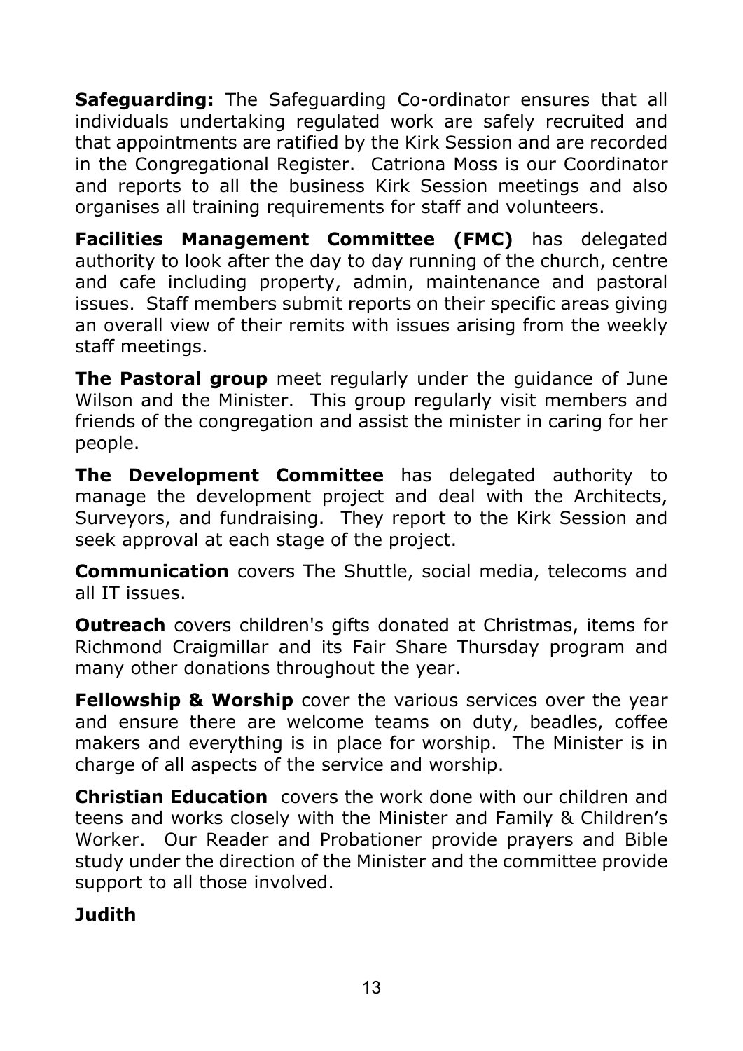**Safeguarding:** The Safeguarding Co-ordinator ensures that all individuals undertaking regulated work are safely recruited and that appointments are ratified by the Kirk Session and are recorded in the Congregational Register. Catriona Moss is our Coordinator and reports to all the business Kirk Session meetings and also organises all training requirements for staff and volunteers.

**Facilities Management Committee (FMC)** has delegated authority to look after the day to day running of the church, centre and cafe including property, admin, maintenance and pastoral issues. Staff members submit reports on their specific areas giving an overall view of their remits with issues arising from the weekly staff meetings.

**The Pastoral group** meet regularly under the guidance of June Wilson and the Minister. This group regularly visit members and friends of the congregation and assist the minister in caring for her people.

**The Development Committee** has delegated authority to manage the development project and deal with the Architects, Surveyors, and fundraising. They report to the Kirk Session and seek approval at each stage of the project.

**Communication** covers The Shuttle, social media, telecoms and all IT issues.

**Outreach** covers children's gifts donated at Christmas, items for Richmond Craigmillar and its Fair Share Thursday program and many other donations throughout the year.

**Fellowship & Worship** cover the various services over the year and ensure there are welcome teams on duty, beadles, coffee makers and everything is in place for worship. The Minister is in charge of all aspects of the service and worship.

**Christian Education** covers the work done with our children and teens and works closely with the Minister and Family & Children's Worker. Our Reader and Probationer provide prayers and Bible study under the direction of the Minister and the committee provide support to all those involved.

**Judith**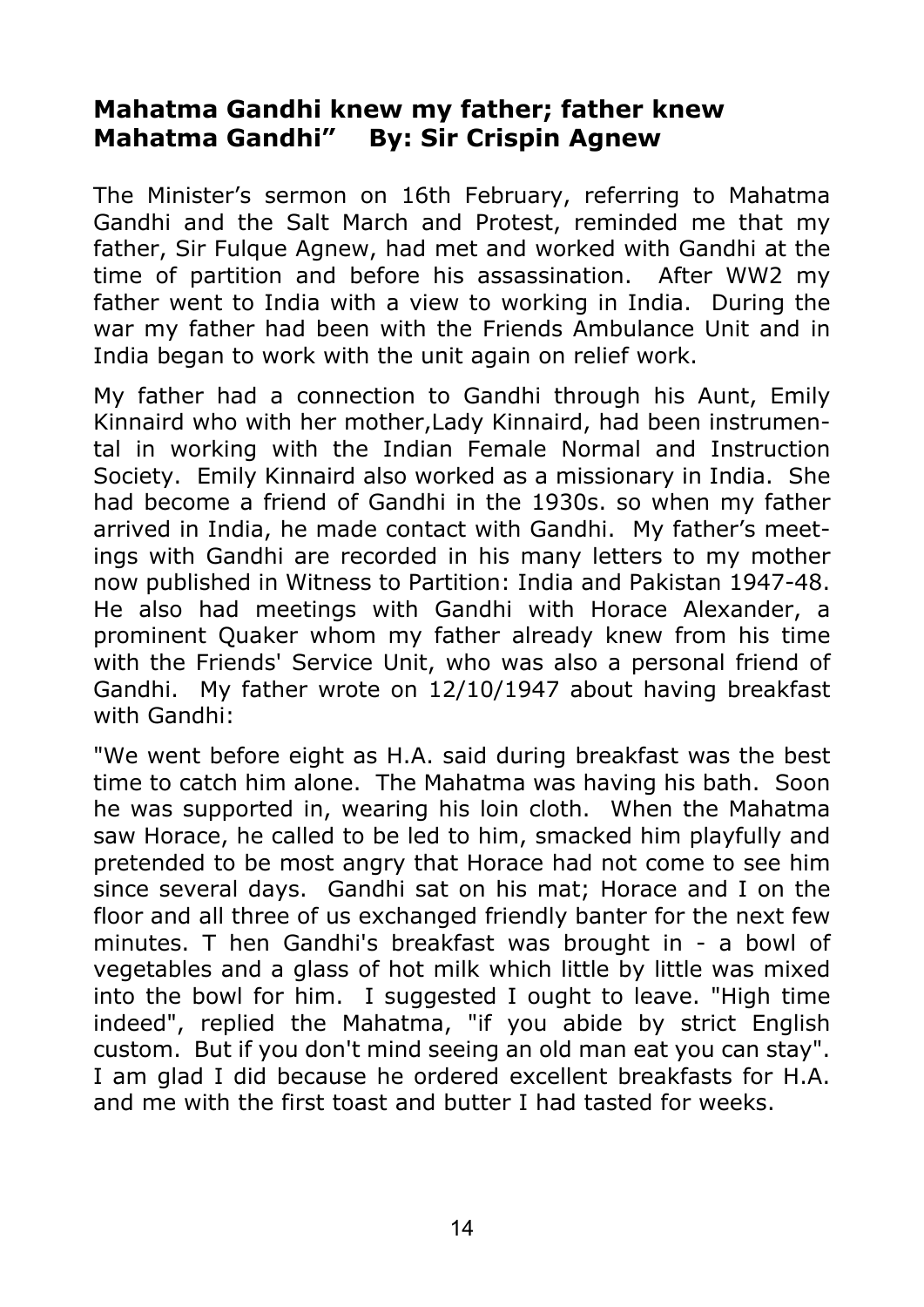## Mahatma Gandhi knew my father; father knew Mahatma Gandhi"    By: Sir Crispin Agnew

The Minister's sermon on 16th February, referring to Mahatma Gandhi and the Salt March and Protest, reminded me that my father, Sir Fulque Agnew, had met and worked with Gandhi at the time of partition and before his assassination. After WW2 my father went to India with a view to working in India. During the war my father had been with the Friends Ambulance Unit and in India began to work with the unit again on relief work.

My father had a connection to Gandhi through his Aunt, Emily Kinnaird who with her mother,Lady Kinnaird, had been instrumental in working with the Indian Female Normal and Instruction Society. Emily Kinnaird also worked as a missionary in India. She had become a friend of Gandhi in the 1930s. so when my father arrived in India, he made contact with Gandhi. My father's meetings with Gandhi are recorded in his many letters to my mother now published in Witness to Partition: India and Pakistan 1947-48. He also had meetings with Gandhi with Horace Alexander, a prominent Quaker whom my father already knew from his time with the Friends' Service Unit, who was also a personal friend of Gandhi. My father wrote on 12/10/1947 about having breakfast with Gandhi:

"We went before eight as H.A. said during breakfast was the best time to catch him alone. The Mahatma was having his bath. Soon he was supported in, wearing his loin cloth. When the Mahatma saw Horace, he called to be led to him, smacked him playfully and pretended to be most angry that Horace had not come to see him since several days. Gandhi sat on his mat; Horace and I on the floor and all three of us exchanged friendly banter for the next few minutes. T hen Gandhi's breakfast was brought in - a bowl of vegetables and a glass of hot milk which little by little was mixed into the bowl for him. I suggested I ought to leave. "High time indeed", replied the Mahatma, "if you abide by strict English custom. But if you don't mind seeing an old man eat you can stay". I am glad I did because he ordered excellent breakfasts for H.A. and me with the first toast and butter I had tasted for weeks.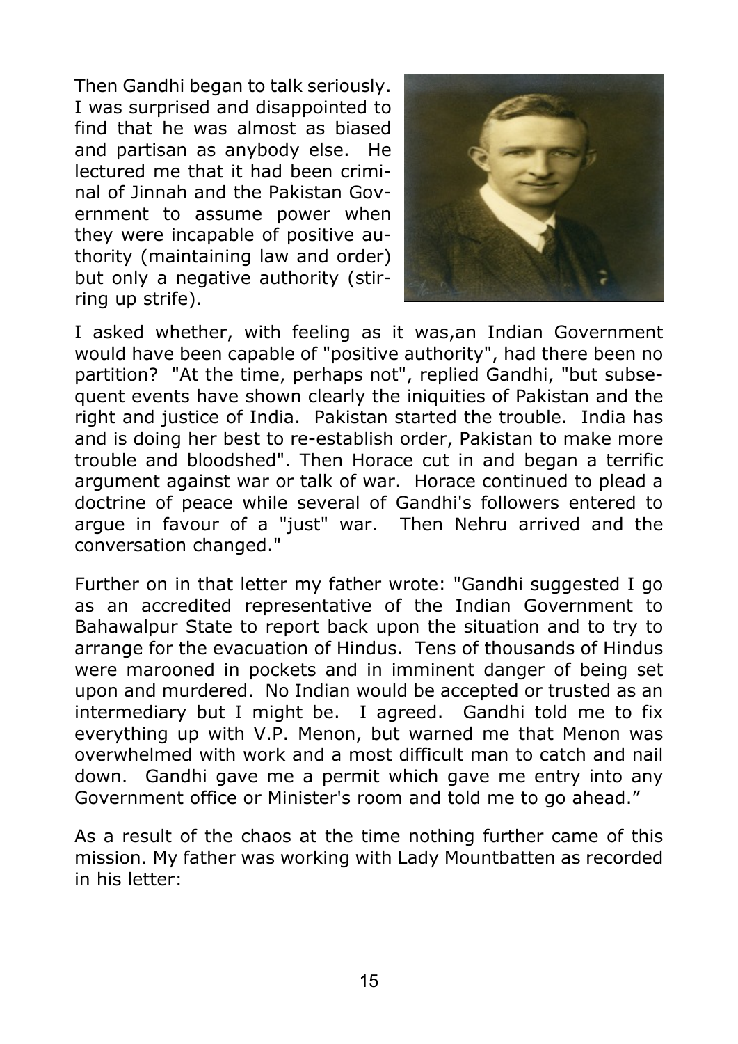Then Gandhi began to talk seriously. I was surprised and disappointed to find that he was almost as biased and partisan as anybody else. He lectured me that it had been criminal of Jinnah and the Pakistan Government to assume power when they were incapable of positive authority (maintaining law and order) but only a negative authority (stirring up strife).

I asked whether, with feeling as it was,an Indian Government would have been capable of "positive authority", had there been no partition? "At the time, perhaps not", replied Gandhi, "but subsequent events have shown clearly the iniquities of Pakistan and the right and justice of India. Pakistan started the trouble. India has and is doing her best to re-establish order, Pakistan to make more trouble and bloodshed". Then Horace cut in and began a terrific argument against war or talk of war. Horace continued to plead a doctrine of peace while several of Gandhi's followers entered to argue in favour of a "just" war. Then Nehru arrived and the conversation changed."

Further on in that letter my father wrote: "Gandhi suggested I go as an accredited representative of the Indian Government to Bahawalpur State to report back upon the situation and to try to arrange for the evacuation of Hindus. Tens of thousands of Hindus were marooned in pockets and in imminent danger of being set upon and murdered. No Indian would be accepted or trusted as an intermediary but I might be. I agreed. Gandhi told me to fix everything up with V.P. Menon, but warned me that Menon was overwhelmed with work and a most difficult man to catch and nail down. Gandhi gave me a permit which gave me entry into any Government office or Minister's room and told me to go ahead."

As a result of the chaos at the time nothing further came of this mission. My father was working with Lady Mountbatten as recorded in his letter: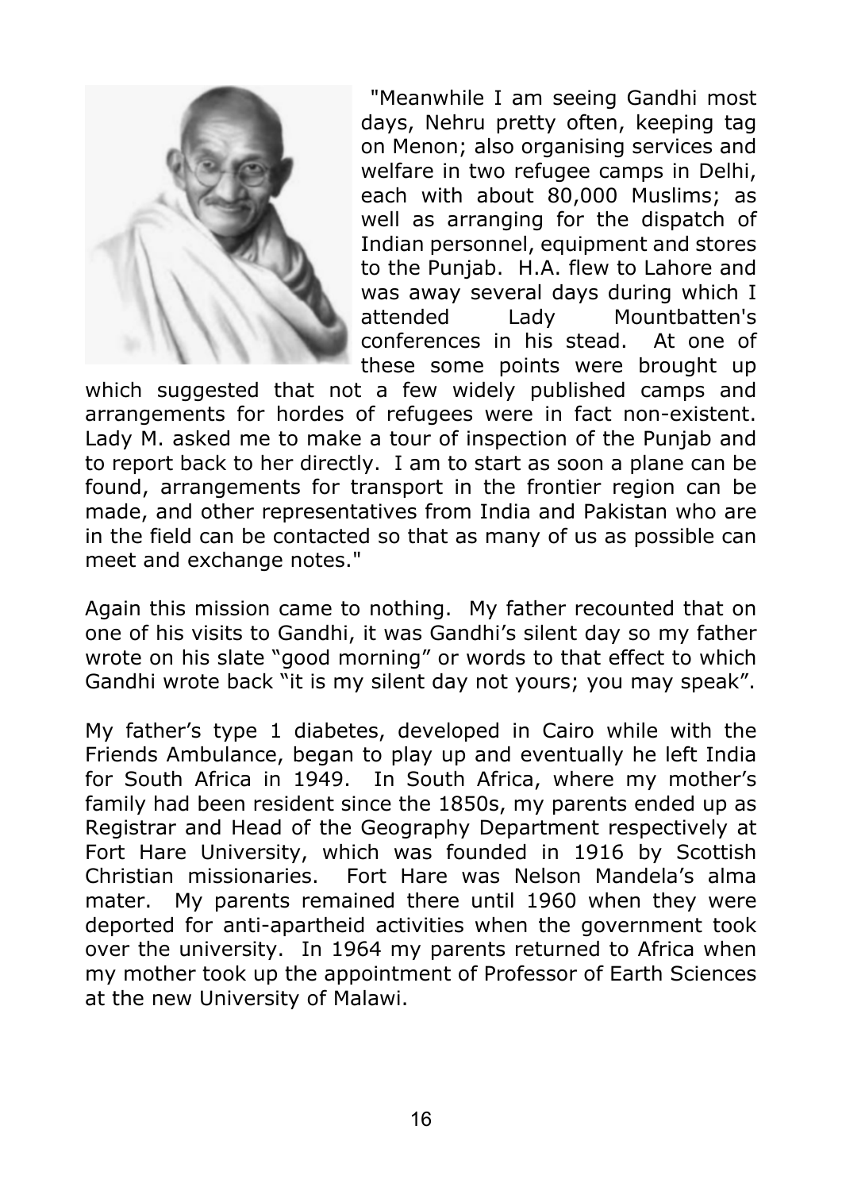"Meanwhile I am seeing Gandhi most days, Nehru pretty often, keeping tag on Menon; also organising services and welfare in two refugee camps in Delhi, each with about 80,000 Muslims; as well as arranging for the dispatch of Indian personnel, equipment and stores to the Punjab. H.A. flew to Lahore and was away several days during which I attended Lady Mountbatten's conferences in his stead. At one of these some points were brought up which suggested that not a few widely published camps and arrangements for hordes of refugees were in fact non-existent. Lady M. asked me to make a tour of inspection of the Punjab and to report back to her directly. I am to start as soon a plane can be found, arrangements for transport in the frontier region can be made, and other representatives from India and Pakistan who are in the field can be contacted so that as many of us as possible can meet and exchange notes."

Again this mission came to nothing. My father recounted that on one of his visits to Gandhi, it was Gandhi's silent day so my father wrote on his slate "good morning" or words to that effect to which Gandhi wrote back "it is my silent day not yours; you may speak".

My father's type 1 diabetes, developed in Cairo while with the Friends Ambulance, began to play up and eventually he left India for South Africa in 1949. In South Africa, where my mother's family had been resident since the 1850s, my parents ended up as Registrar and Head of the Geography Department respectively at Fort Hare University, which was founded in 1916 by Scottish Christian missionaries. Fort Hare was Nelson Mandela's alma mater. My parents remained there until 1960 when they were deported for anti-apartheid activities when the government took over the university. In 1964 my parents returned to Africa when my mother took up the appointment of Professor of Earth Sciences at the new University of Malawi.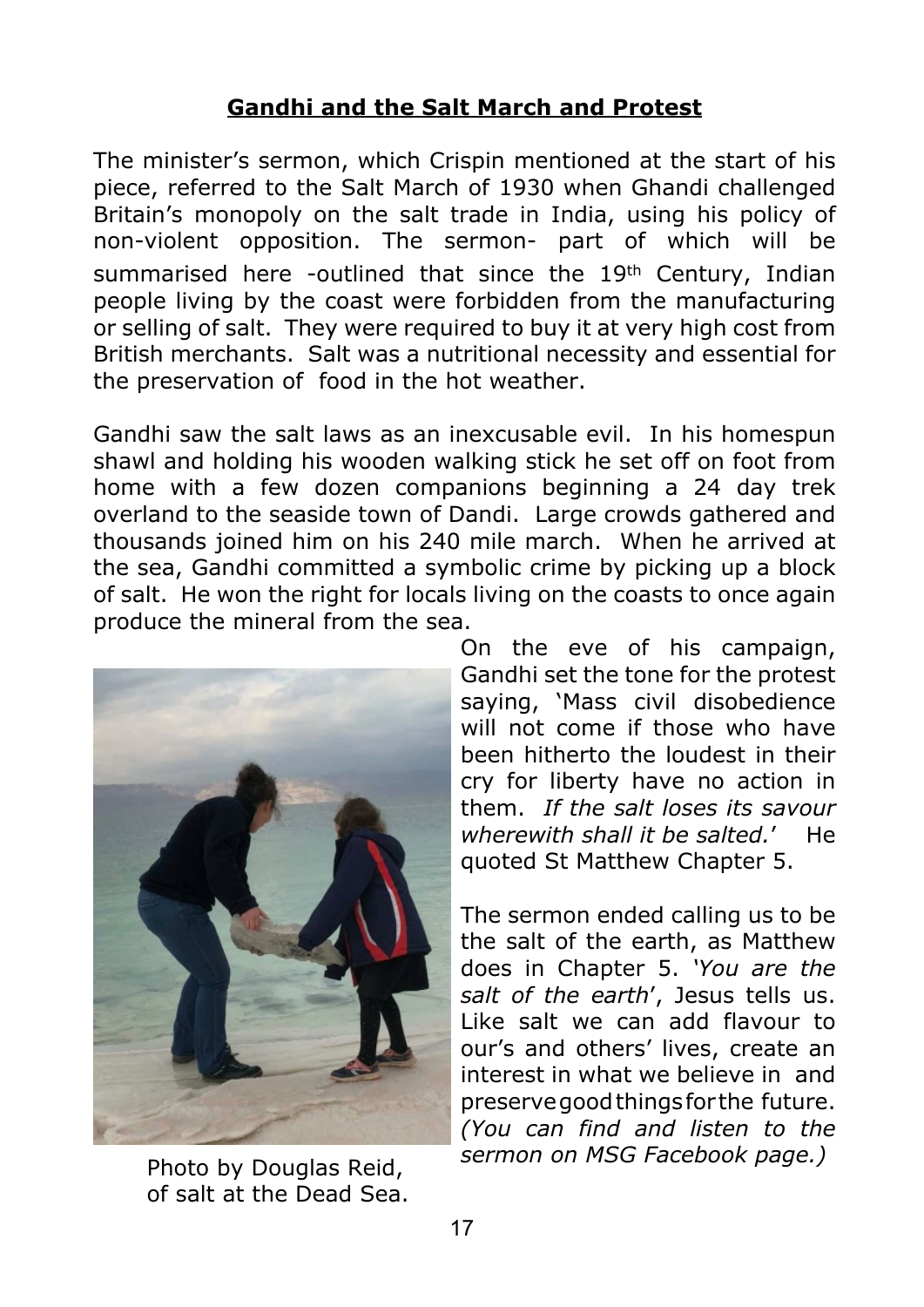## **Gandhi and the Salt March and Protest**

The minister's sermon, which Crispin mentioned at the start of his piece, referred to the Salt March of 1930 when Ghandi challenged Britain's monopoly on the salt trade in India, using his policy of non-violent opposition. The sermon- part of which will be summarised here -outlined that since the 19th Century, Indian people living by the coast were forbidden from the manufacturing or selling of salt. They were required to buy it at very high cost from British merchants. Salt was a nutritional necessity and essential for the preservation of food in the hot weather.

Gandhi saw the salt laws as an inexcusable evil. In his homespun shawl and holding his wooden walking stick he set off on foot from home with a few dozen companions beginning a 24 day trek overland to the seaside town of Dandi. Large crowds gathered and thousands joined him on his 240 mile march. When he arrived at the sea, Gandhi committed a symbolic crime by picking up a block of salt. He won the right for locals living on the coasts to once again produce the mineral from the sea.

On the eve of his campaign, Gandhi set the tone for the protest saying, 'Mass civil disobedience will not come if those who have been hitherto the loudest in their cry for liberty have no action in them. *If the salt loses its savour wherewith shall it be salted.*' He quoted St Matthew Chapter 5.

Photo by Douglas Reid, of salt at the Dead Sea.

The sermon ended calling us to be the salt of the earth, as Matthew does in Chapter 5. '*You are the salt of the earth*', Jesus tells us. Like salt we can add flavour to our's and others' lives, create an interest in what we believe in and preserve good things for the future. *(You can find and listen to the sermon on MSG Facebook page.)*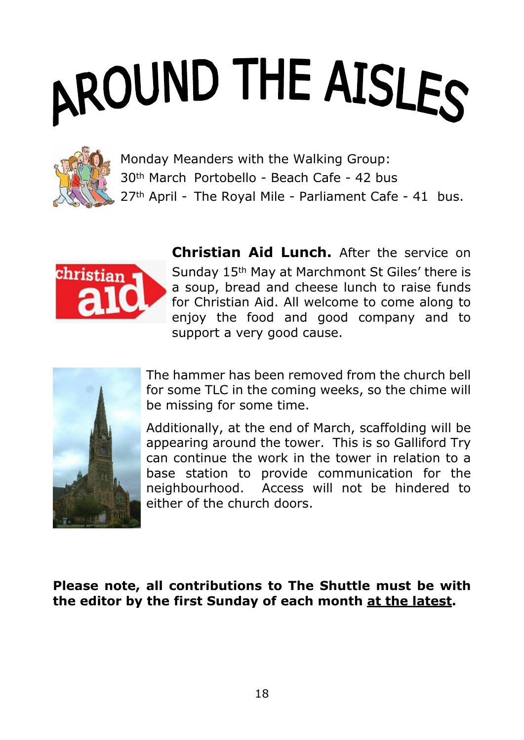# AROUND THE AISLES

Monday Meanders with the Walking Group:
30th March  Portobello - Beach Cafe - 42 bus
27th April -  The Royal Mile - Parliament Cafe - 41  bus.

**Christian Aid Lunch.** After the service on Sunday 15th May at Marchmont St Giles' there is a soup, bread and cheese lunch to raise funds for Christian Aid. All welcome to come along to enjoy the food and good company and to support a very good cause.

The hammer has been removed from the church bell for some TLC in the coming weeks, so the chime will be missing for some time.

Additionally, at the end of March, scaffolding will be appearing around the tower.  This is so Galliford Try can continue the work in the tower in relation to a base station to provide communication for the neighbourhood.  Access will not be hindered to either of the church doors.

**Please note, all contributions to The Shuttle must be with the editor by the first Sunday of each month <u>at the latest</u>.**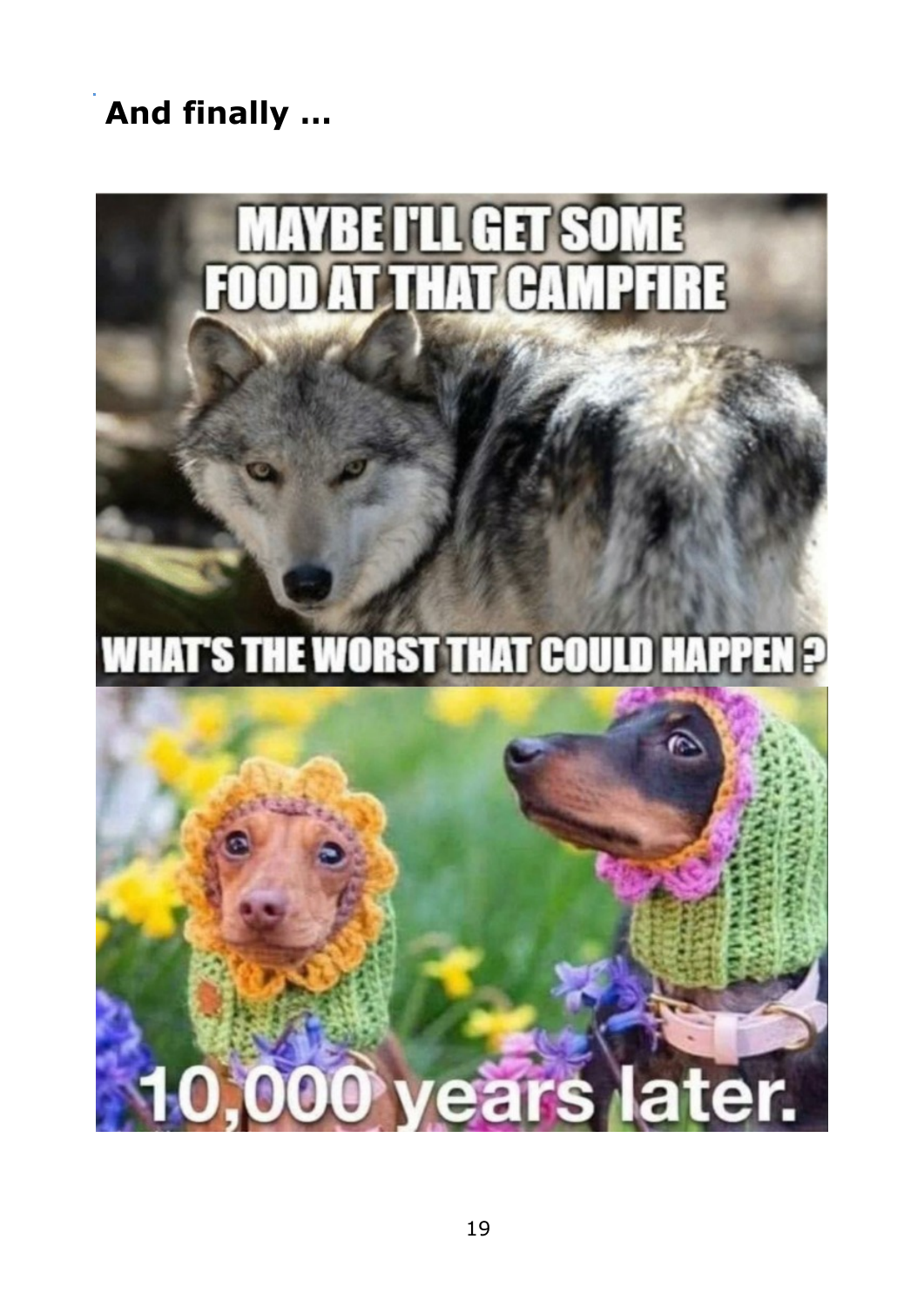## And finally …

MAYBE I'LL GET SOME FOOD AT THAT CAMPFIRE

WHAT'S THE WORST THAT COULD HAPPEN?

10,000 years later.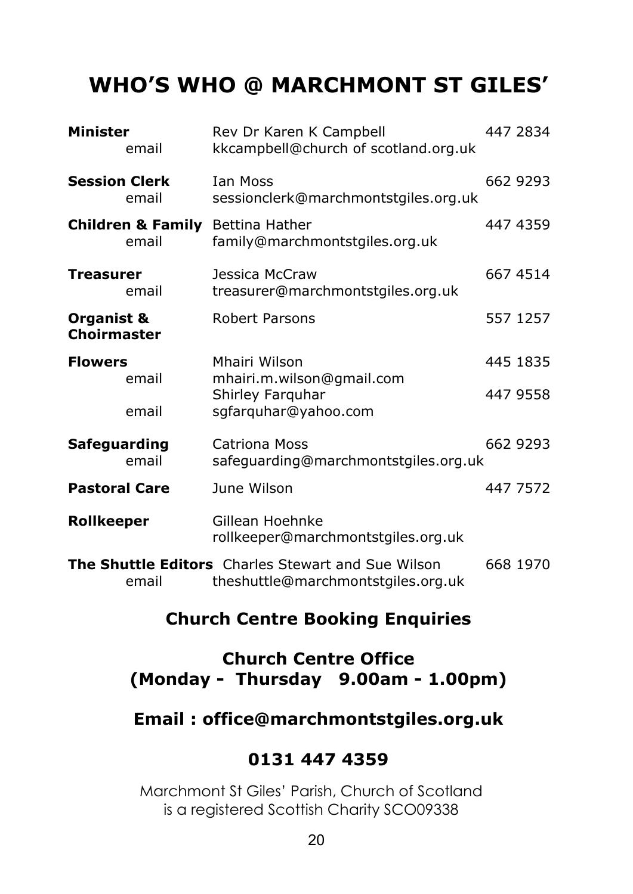# WHO'S WHO @ MARCHMONT ST GILES'

| | | |
|---|---|---|
| **Minister** | Rev Dr Karen K Campbell | 447 2834 |
| email | kkcampbell@church of scotland.org.uk | |
| **Session Clerk** | Ian Moss | 662 9293 |
| email | sessionclerk@marchmontstgiles.org.uk | |
| **Children & Family** | Bettina Hather | 447 4359 |
| email | family@marchmontstgiles.org.uk | |
| **Treasurer** | Jessica McCraw | 667 4514 |
| email | treasurer@marchmontstgiles.org.uk | |
| **Organist & Choirmaster** | Robert Parsons | 557 1257 |
| **Flowers** | Mhairi Wilson | 445 1835 |
| email | mhairi.m.wilson@gmail.com | |
| | Shirley Farquhar | 447 9558 |
| email | sgfarquhar@yahoo.com | |
| **Safeguarding** | Catriona Moss | 662 9293 |
| email | safeguarding@marchmontstgiles.org.uk | |
| **Pastoral Care** | June Wilson | 447 7572 |
| **Rollkeeper** | Gillean Hoehnke | |
| | rollkeeper@marchmontstgiles.org.uk | |
| **The Shuttle Editors** | Charles Stewart and Sue Wilson | 668 1970 |
| email | theshuttle@marchmontstgiles.org.uk | |

## Church Centre Booking Enquiries

## Church Centre Office (Monday - Thursday 9.00am - 1.00pm)

## Email : office@marchmontstgiles.org.uk

## 0131 447 4359

Marchmont St Giles' Parish, Church of Scotland
is a registered Scottish Charity SCO09338